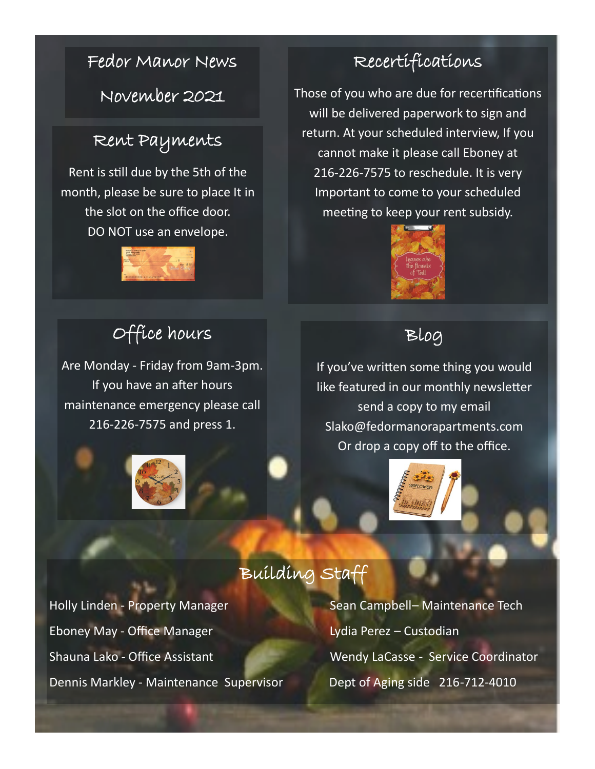# Fedor Manor News

## November 2021

## Rent Payments

Rent is still due by the 5th of the month, please be sure to place It in the slot on the office door.
DO NOT use an envelope.

## Recertifications

Those of you who are due for recertifications will be delivered paperwork to sign and return. At your scheduled interview, If you cannot make it please call Eboney at 216-226-7575 to reschedule. It is very Important to come to your scheduled meeting to keep your rent subsidy.

## Office hours

Are Monday - Friday from 9am-3pm. If you have an after hours maintenance emergency please call 216-226-7575 and press 1.

## Blog

If you've written some thing you would like featured in our monthly newsletter send a copy to my email Slako@fedormanorapartments.com Or drop a copy off to the office.

## Building Staff

Holly Linden - Property Manager

Eboney May - Office Manager

Shauna Lako - Office Assistant

Dennis Markley - Maintenance Supervisor

Sean Campbell– Maintenance Tech

Lydia Perez – Custodian

Wendy LaCasse - Service Coordinator

Dept of Aging side 216-712-4010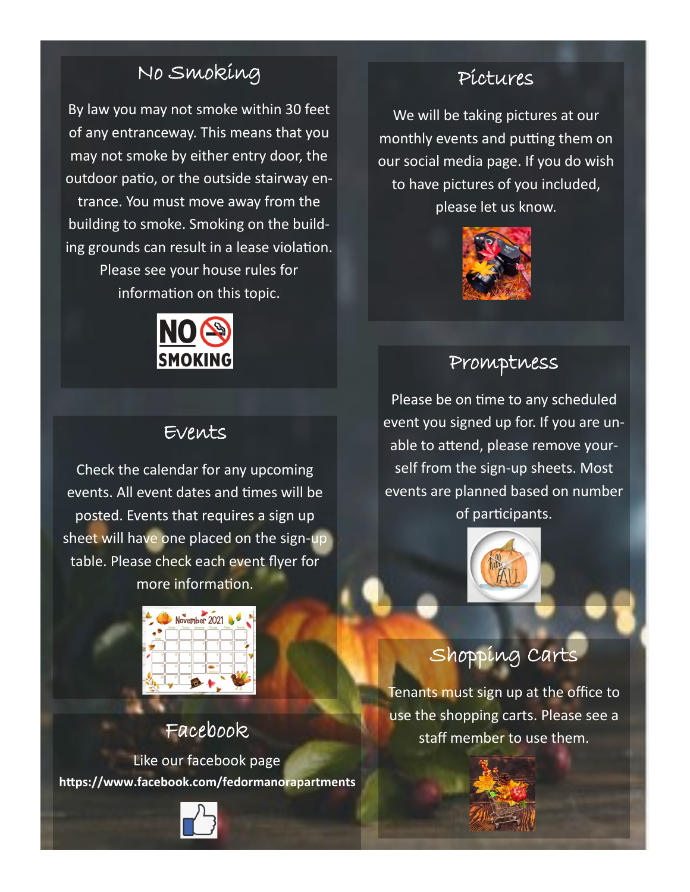## No Smoking

By law you may not smoke within 30 feet of any entranceway. This means that you may not smoke by either entry door, the outdoor patio, or the outside stairway entrance. You must move away from the building to smoke. Smoking on the building grounds can result in a lease violation. Please see your house rules for information on this topic.

## Events

Check the calendar for any upcoming events. All event dates and times will be posted. Events that requires a sign up sheet will have one placed on the sign-up table. Please check each event flyer for more information.

## Facebook

Like our facebook page

**https://www.facebook.com/fedormanorapartments**

## Pictures

We will be taking pictures at our monthly events and putting them on our social media page. If you do wish to have pictures of you included, please let us know.

## Promptness

Please be on time to any scheduled event you signed up for. If you are unable to attend, please remove yourself from the sign-up sheets. Most events are planned based on number of participants.

## Shopping Carts

Tenants must sign up at the office to use the shopping carts. Please see a staff member to use them.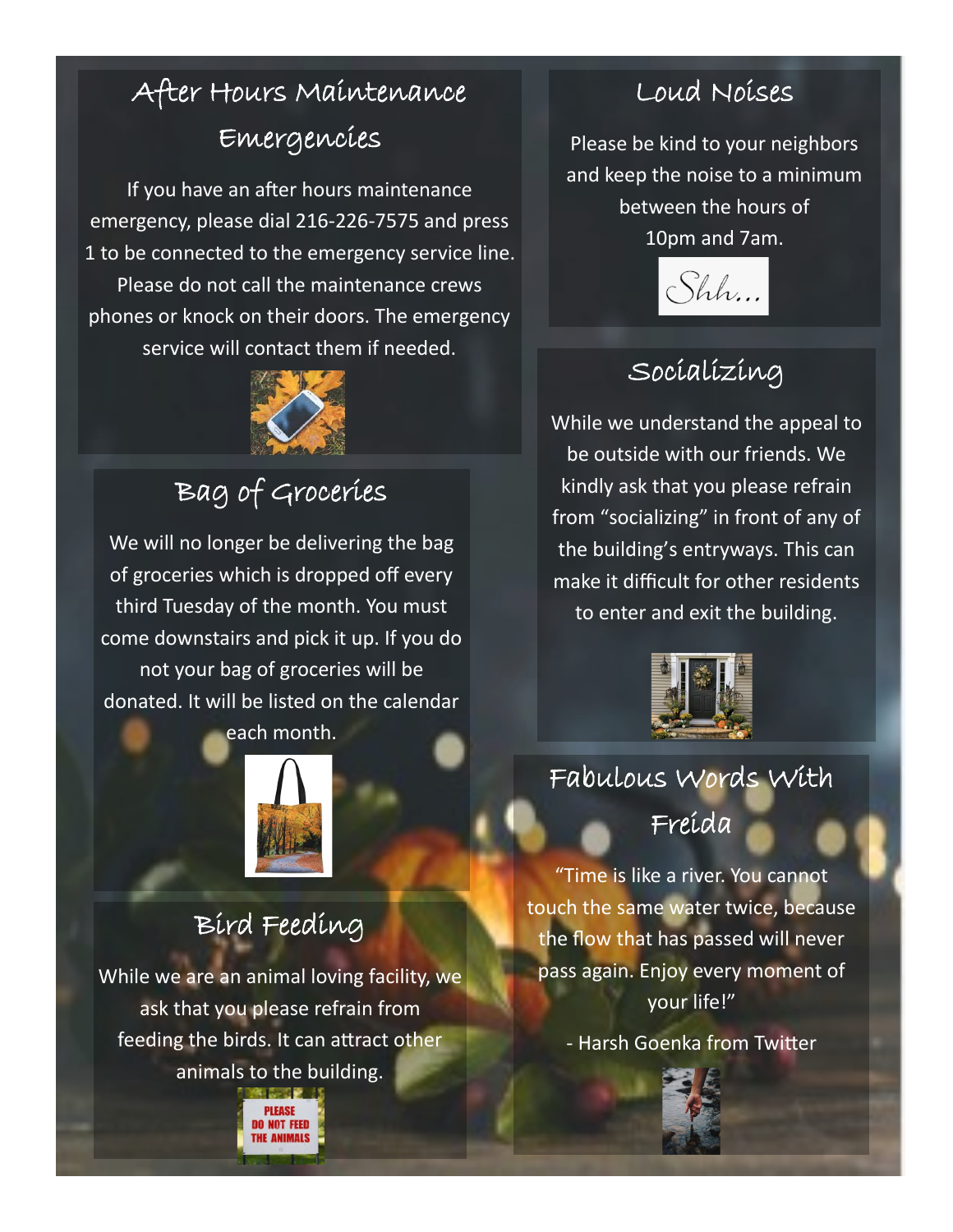## After Hours Maintenance Emergencies

If you have an after hours maintenance emergency, please dial 216-226-7575 and press 1 to be connected to the emergency service line. Please do not call the maintenance crews phones or knock on their doors. The emergency service will contact them if needed.

## Bag of Groceries

We will no longer be delivering the bag of groceries which is dropped off every third Tuesday of the month. You must come downstairs and pick it up. If you do not your bag of groceries will be donated. It will be listed on the calendar each month.

## Bird Feeding

While we are an animal loving facility, we ask that you please refrain from feeding the birds. It can attract other animals to the building.

## Loud Noises

Please be kind to your neighbors and keep the noise to a minimum between the hours of 10pm and 7am.

## Socializing

While we understand the appeal to be outside with our friends. We kindly ask that you please refrain from "socializing" in front of any of the building's entryways. This can make it difficult for other residents to enter and exit the building.

## Fabulous Words With Freida

"Time is like a river. You cannot touch the same water twice, because the flow that has passed will never pass again. Enjoy every moment of your life!"

- Harsh Goenka from Twitter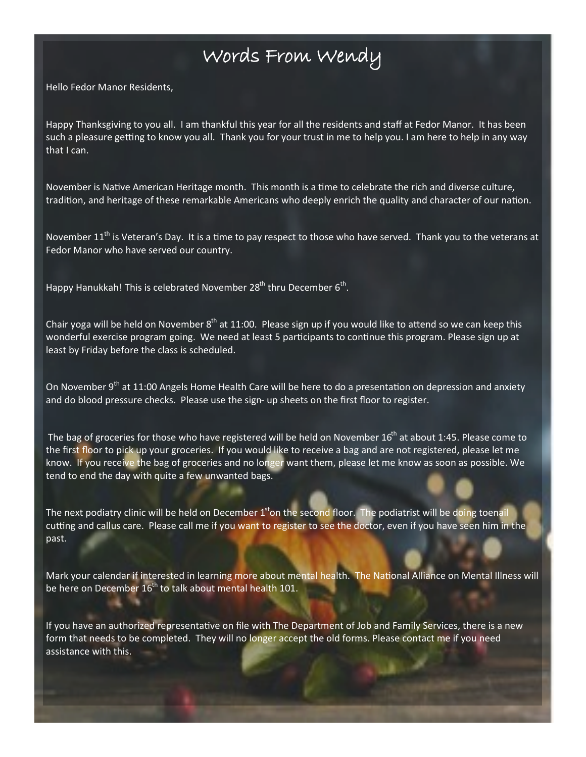# Words From Wendy

Hello Fedor Manor Residents,

Happy Thanksgiving to you all. I am thankful this year for all the residents and staff at Fedor Manor. It has been such a pleasure getting to know you all. Thank you for your trust in me to help you. I am here to help in any way that I can.

November is Native American Heritage month. This month is a time to celebrate the rich and diverse culture, tradition, and heritage of these remarkable Americans who deeply enrich the quality and character of our nation.

November 11th is Veteran's Day. It is a time to pay respect to those who have served. Thank you to the veterans at Fedor Manor who have served our country.

Happy Hanukkah! This is celebrated November 28th thru December 6th.

Chair yoga will be held on November 8th at 11:00. Please sign up if you would like to attend so we can keep this wonderful exercise program going. We need at least 5 participants to continue this program. Please sign up at least by Friday before the class is scheduled.

On November 9th at 11:00 Angels Home Health Care will be here to do a presentation on depression and anxiety and do blood pressure checks. Please use the sign- up sheets on the first floor to register.

The bag of groceries for those who have registered will be held on November 16th at about 1:45. Please come to the first floor to pick up your groceries. If you would like to receive a bag and are not registered, please let me know. If you receive the bag of groceries and no longer want them, please let me know as soon as possible. We tend to end the day with quite a few unwanted bags.

The next podiatry clinic will be held on December 1st on the second floor. The podiatrist will be doing toenail cutting and callus care. Please call me if you want to register to see the doctor, even if you have seen him in the past.

Mark your calendar if interested in learning more about mental health. The National Alliance on Mental Illness will be here on December 16th to talk about mental health 101.

If you have an authorized representative on file with The Department of Job and Family Services, there is a new form that needs to be completed. They will no longer accept the old forms. Please contact me if you need assistance with this.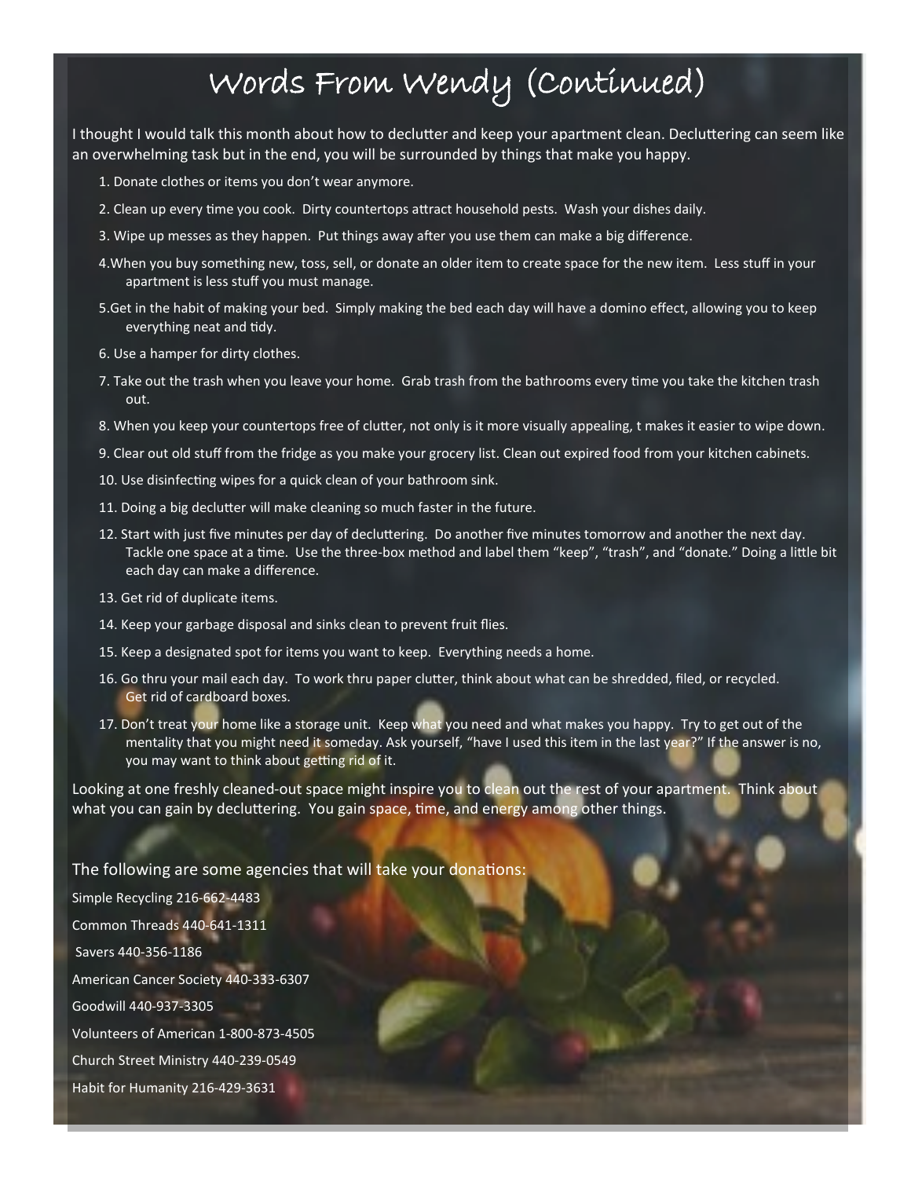# Words From Wendy (Continued)

I thought I would talk this month about how to declutter and keep your apartment clean. Decluttering can seem like an overwhelming task but in the end, you will be surrounded by things that make you happy.

1. Donate clothes or items you don't wear anymore.
2. Clean up every time you cook. Dirty countertops attract household pests. Wash your dishes daily.
3. Wipe up messes as they happen. Put things away after you use them can make a big difference.
4. When you buy something new, toss, sell, or donate an older item to create space for the new item. Less stuff in your apartment is less stuff you must manage.
5. Get in the habit of making your bed. Simply making the bed each day will have a domino effect, allowing you to keep everything neat and tidy.
6. Use a hamper for dirty clothes.
7. Take out the trash when you leave your home. Grab trash from the bathrooms every time you take the kitchen trash out.
8. When you keep your countertops free of clutter, not only is it more visually appealing, t makes it easier to wipe down.
9. Clear out old stuff from the fridge as you make your grocery list. Clean out expired food from your kitchen cabinets.
10. Use disinfecting wipes for a quick clean of your bathroom sink.
11. Doing a big declutter will make cleaning so much faster in the future.
12. Start with just five minutes per day of decluttering. Do another five minutes tomorrow and another the next day. Tackle one space at a time. Use the three-box method and label them "keep", "trash", and "donate." Doing a little bit each day can make a difference.
13. Get rid of duplicate items.
14. Keep your garbage disposal and sinks clean to prevent fruit flies.
15. Keep a designated spot for items you want to keep. Everything needs a home.
16. Go thru your mail each day. To work thru paper clutter, think about what can be shredded, filed, or recycled. Get rid of cardboard boxes.
17. Don't treat your home like a storage unit. Keep what you need and what makes you happy. Try to get out of the mentality that you might need it someday. Ask yourself, "have I used this item in the last year?" If the answer is no, you may want to think about getting rid of it.

Looking at one freshly cleaned-out space might inspire you to clean out the rest of your apartment. Think about what you can gain by decluttering. You gain space, time, and energy among other things.

The following are some agencies that will take your donations:

Simple Recycling 216-662-4483

Common Threads 440-641-1311

Savers 440-356-1186

American Cancer Society 440-333-6307

Goodwill 440-937-3305

Volunteers of American 1-800-873-4505

Church Street Ministry 440-239-0549

Habit for Humanity 216-429-3631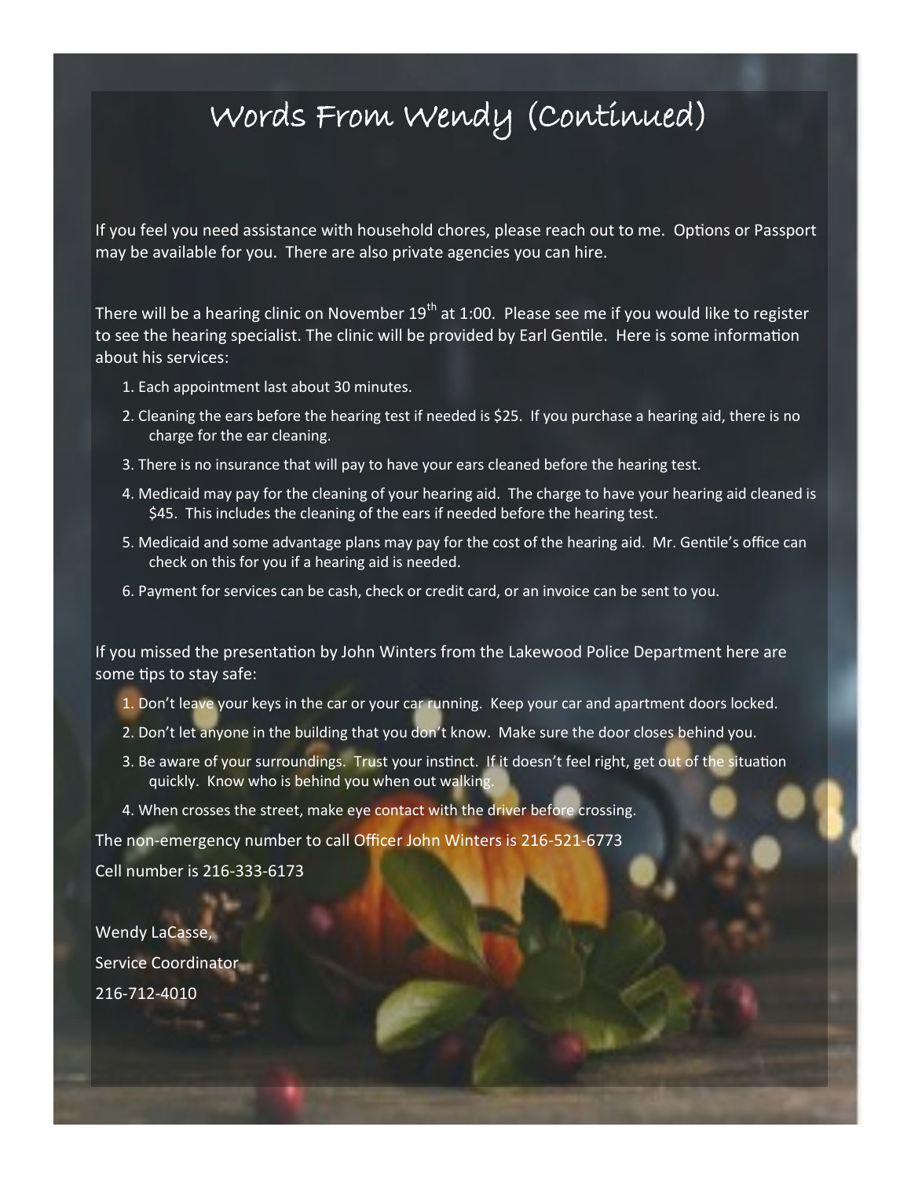# Words From Wendy (Continued)

If you feel you need assistance with household chores, please reach out to me. Options or Passport may be available for you. There are also private agencies you can hire.

There will be a hearing clinic on November 19th at 1:00. Please see me if you would like to register to see the hearing specialist. The clinic will be provided by Earl Gentile. Here is some information about his services:

1. Each appointment last about 30 minutes.
2. Cleaning the ears before the hearing test if needed is $25. If you purchase a hearing aid, there is no charge for the ear cleaning.
3. There is no insurance that will pay to have your ears cleaned before the hearing test.
4. Medicaid may pay for the cleaning of your hearing aid. The charge to have your hearing aid cleaned is $45. This includes the cleaning of the ears if needed before the hearing test.
5. Medicaid and some advantage plans may pay for the cost of the hearing aid. Mr. Gentile's office can check on this for you if a hearing aid is needed.
6. Payment for services can be cash, check or credit card, or an invoice can be sent to you.

If you missed the presentation by John Winters from the Lakewood Police Department here are some tips to stay safe:

1. Don't leave your keys in the car or your car running. Keep your car and apartment doors locked.
2. Don't let anyone in the building that you don't know. Make sure the door closes behind you.
3. Be aware of your surroundings. Trust your instinct. If it doesn't feel right, get out of the situation quickly. Know who is behind you when out walking.
4. When crosses the street, make eye contact with the driver before crossing.

The non-emergency number to call Officer John Winters is 216-521-6773

Cell number is 216-333-6173

Wendy LaCasse,

Service Coordinator

216-712-4010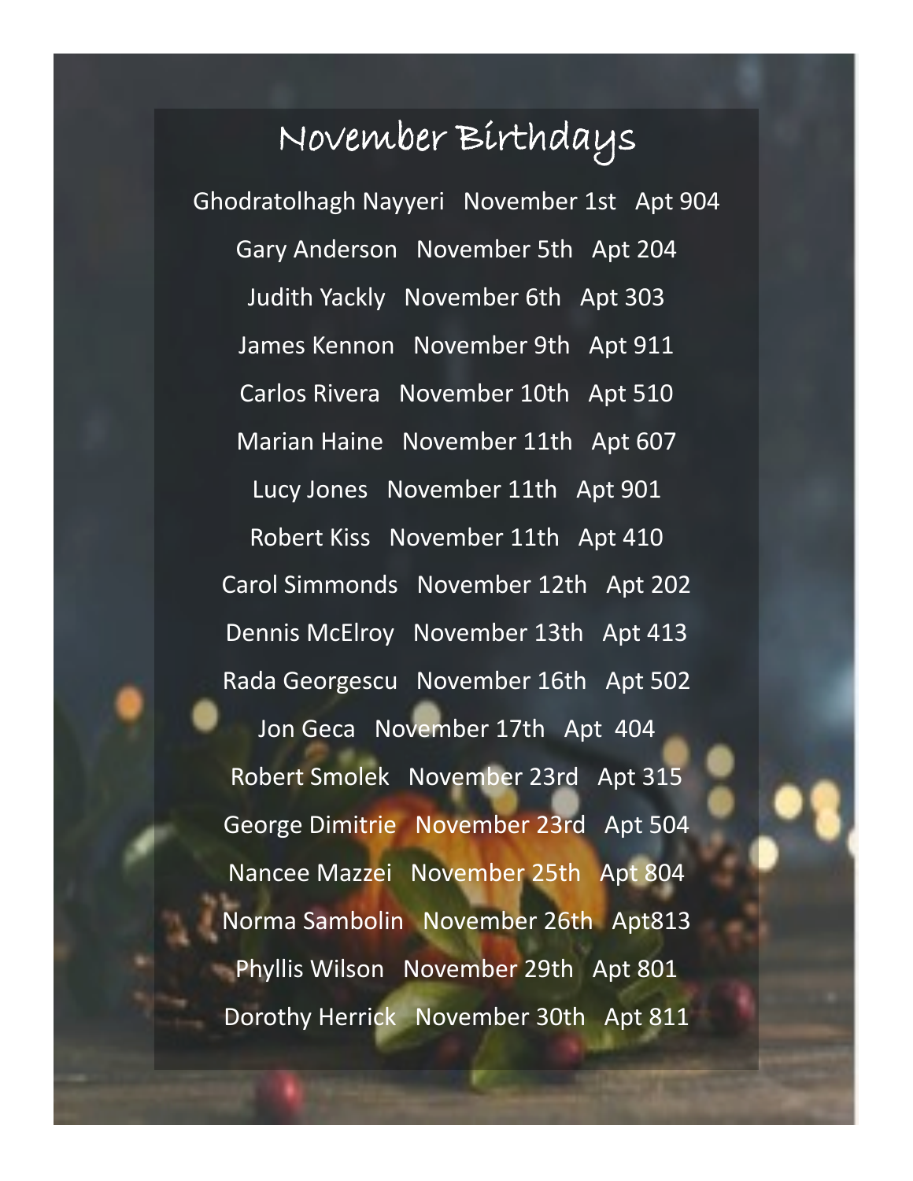# November Birthdays

Ghodratolhagh Nayyeri   November 1st   Apt 904

Gary Anderson   November 5th   Apt 204

Judith Yackly   November 6th   Apt 303

James Kennon   November 9th   Apt 911

Carlos Rivera   November 10th   Apt 510

Marian Haine   November 11th   Apt 607

Lucy Jones   November 11th   Apt 901

Robert Kiss   November 11th   Apt 410

Carol Simmonds   November 12th   Apt 202

Dennis McElroy   November 13th   Apt 413

Rada Georgescu   November 16th   Apt 502

Jon Geca   November 17th   Apt  404

Robert Smolek   November 23rd   Apt 315

George Dimitrie   November 23rd   Apt 504

Nancee Mazzei   November 25th   Apt 804

Norma Sambolin   November 26th   Apt813

Phyllis Wilson   November 29th   Apt 801

Dorothy Herrick   November 30th   Apt 811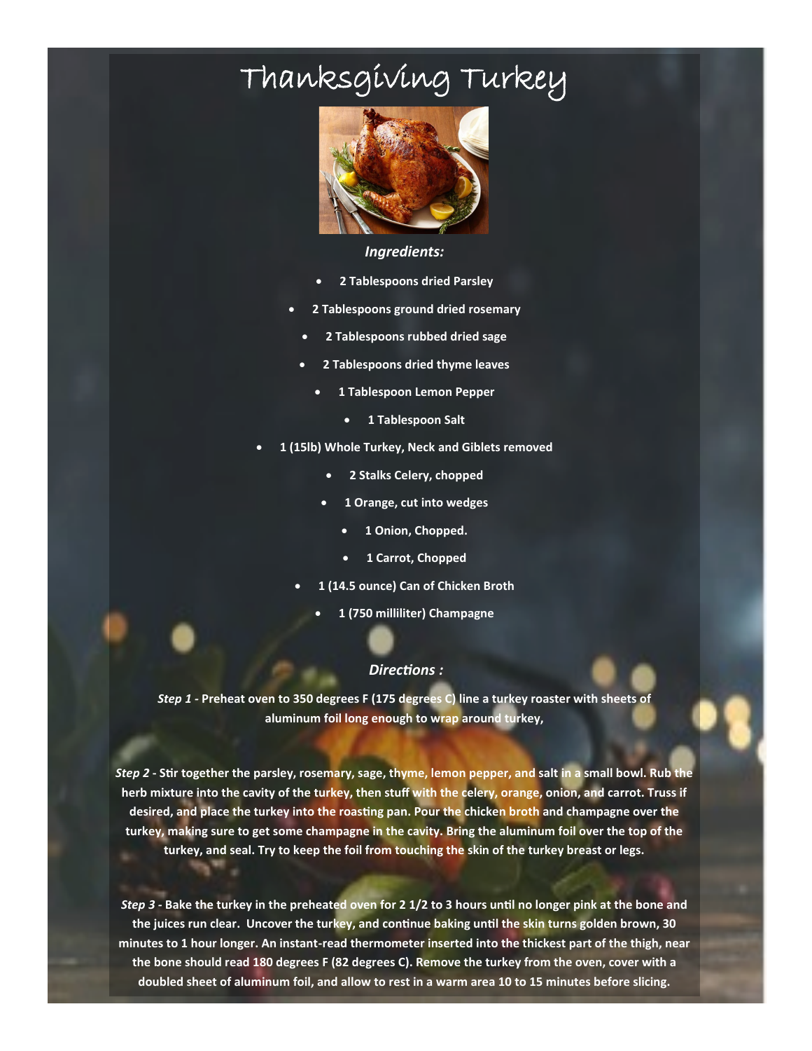# Thanksgiving Turkey

***Ingredients:***

- **2 Tablespoons dried Parsley**
- **2 Tablespoons ground dried rosemary**
- **2 Tablespoons rubbed dried sage**
- **2 Tablespoons dried thyme leaves**
- **1 Tablespoon Lemon Pepper**
- **1 Tablespoon Salt**
- **1 (15lb) Whole Turkey, Neck and Giblets removed**
- **2 Stalks Celery, chopped**
- **1 Orange, cut into wedges**
- **1 Onion, Chopped.**
- **1 Carrot, Chopped**
- **1 (14.5 ounce) Can of Chicken Broth**
- **1 (750 milliliter) Champagne**

***Directions :***

***Step 1*** **- Preheat oven to 350 degrees F (175 degrees C) line a turkey roaster with sheets of aluminum foil long enough to wrap around turkey,**

***Step 2*** **- Stir together the parsley, rosemary, sage, thyme, lemon pepper, and salt in a small bowl. Rub the herb mixture into the cavity of the turkey, then stuff with the celery, orange, onion, and carrot. Truss if desired, and place the turkey into the roasting pan. Pour the chicken broth and champagne over the turkey, making sure to get some champagne in the cavity. Bring the aluminum foil over the top of the turkey, and seal. Try to keep the foil from touching the skin of the turkey breast or legs.**

***Step 3*** **- Bake the turkey in the preheated oven for 2 1/2 to 3 hours until no longer pink at the bone and the juices run clear. Uncover the turkey, and continue baking until the skin turns golden brown, 30 minutes to 1 hour longer. An instant-read thermometer inserted into the thickest part of the thigh, near the bone should read 180 degrees F (82 degrees C). Remove the turkey from the oven, cover with a doubled sheet of aluminum foil, and allow to rest in a warm area 10 to 15 minutes before slicing.**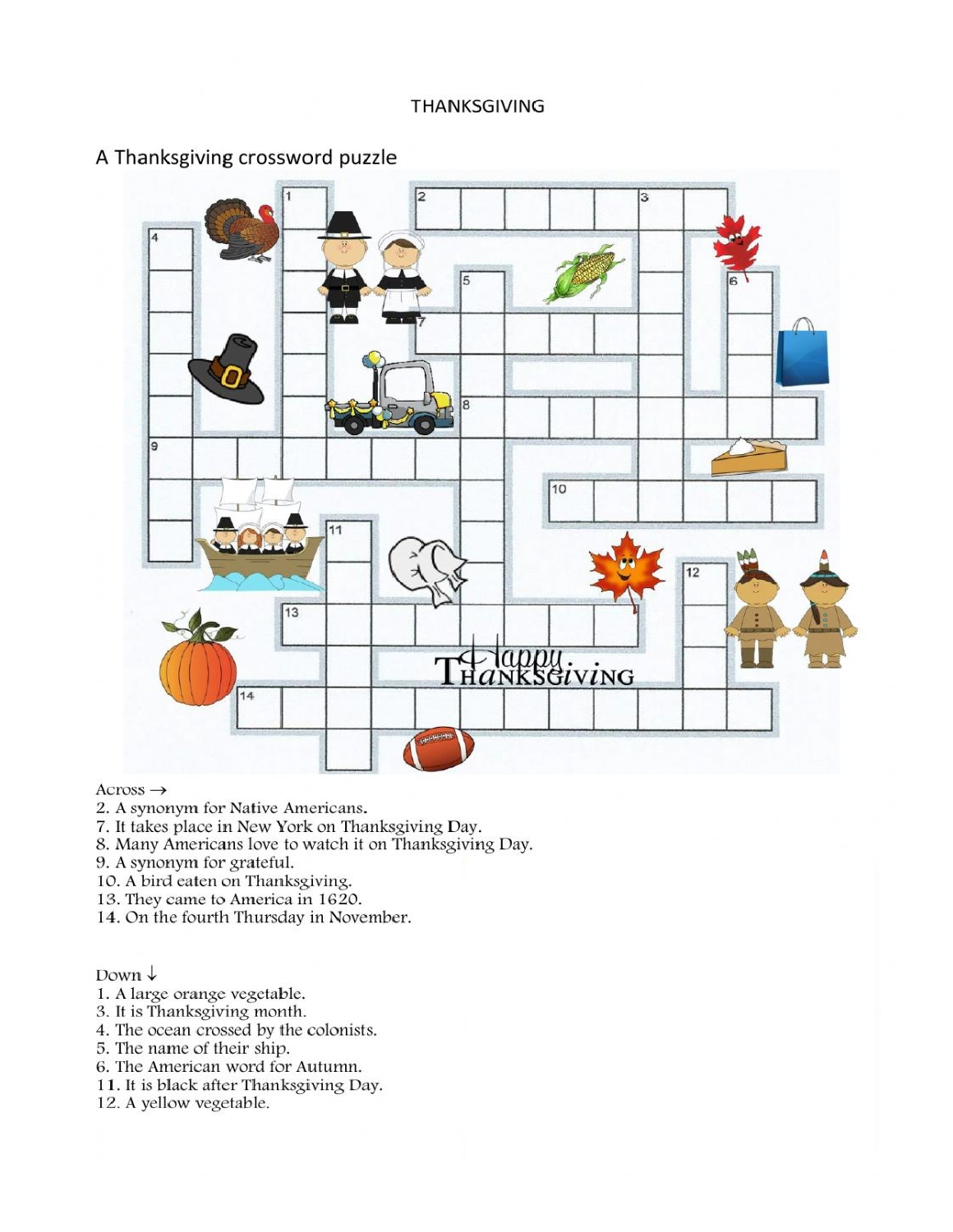THANKSGIVING

## A Thanksgiving crossword puzzle

Across →

2. A synonym for Native Americans.
7. It takes place in New York on Thanksgiving Day.
8. Many Americans love to watch it on Thanksgiving Day.
9. A synonym for grateful.
10. A bird eaten on Thanksgiving.
13. They came to America in 1620.
14. On the fourth Thursday in November.

Down ↓

1. A large orange vegetable.
3. It is Thanksgiving month.
4. The ocean crossed by the colonists.
5. The name of their ship.
6. The American word for Autumn.
11. It is black after Thanksgiving Day.
12. A yellow vegetable.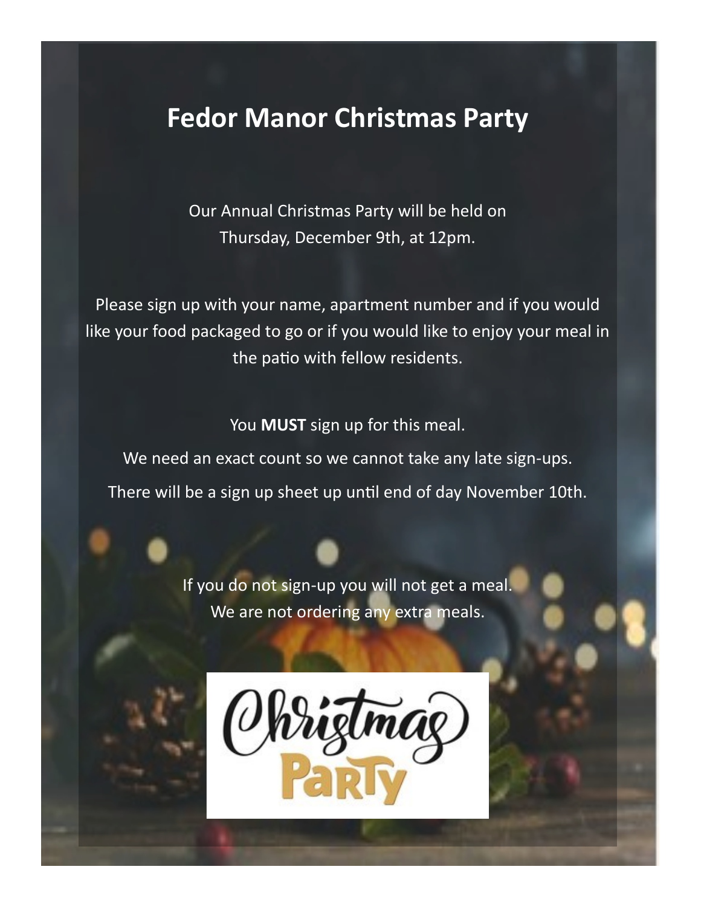# Fedor Manor Christmas Party

Our Annual Christmas Party will be held on
Thursday, December 9th, at 12pm.

Please sign up with your name, apartment number and if you would like your food packaged to go or if you would like to enjoy your meal in the patio with fellow residents.

You **MUST** sign up for this meal.

We need an exact count so we cannot take any late sign-ups.

There will be a sign up sheet up until end of day November 10th.

If you do not sign-up you will not get a meal.
We are not ordering any extra meals.

Christmas Party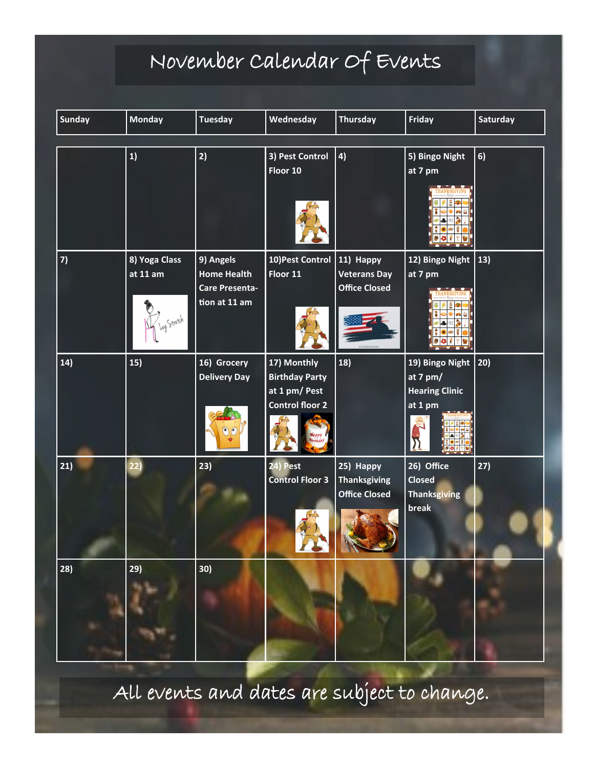# November Calendar Of Events

| Sunday | Monday | Tuesday | Wednesday | Thursday | Friday | Saturday |
|---|---|---|---|---|---|---|
| | 1) | 2) | 3) Pest Control Floor 10 | 4) | 5) Bingo Night at 7 pm | 6) |
| 7) | 8) Yoga Class at 11 am | 9) Angels Home Health Care Presenta-tion at 11 am | 10)Pest Control Floor 11 | 11) Happy Veterans Day Office Closed | 12) Bingo Night at 7 pm | 13) |
| 14) | 15) | 16) Grocery Delivery Day | 17) Monthly Birthday Party at 1 pm/ Pest Control floor 2 | 18) | 19) Bingo Night at 7 pm/ Hearing Clinic at 1 pm | 20) |
| 21) | 22) | 23) | 24) Pest Control Floor 3 | 25) Happy Thanksgiving Office Closed | 26) Office Closed Thanksgiving break | 27) |
| 28) | 29) | 30) | | | | |

All events and dates are subject to change.